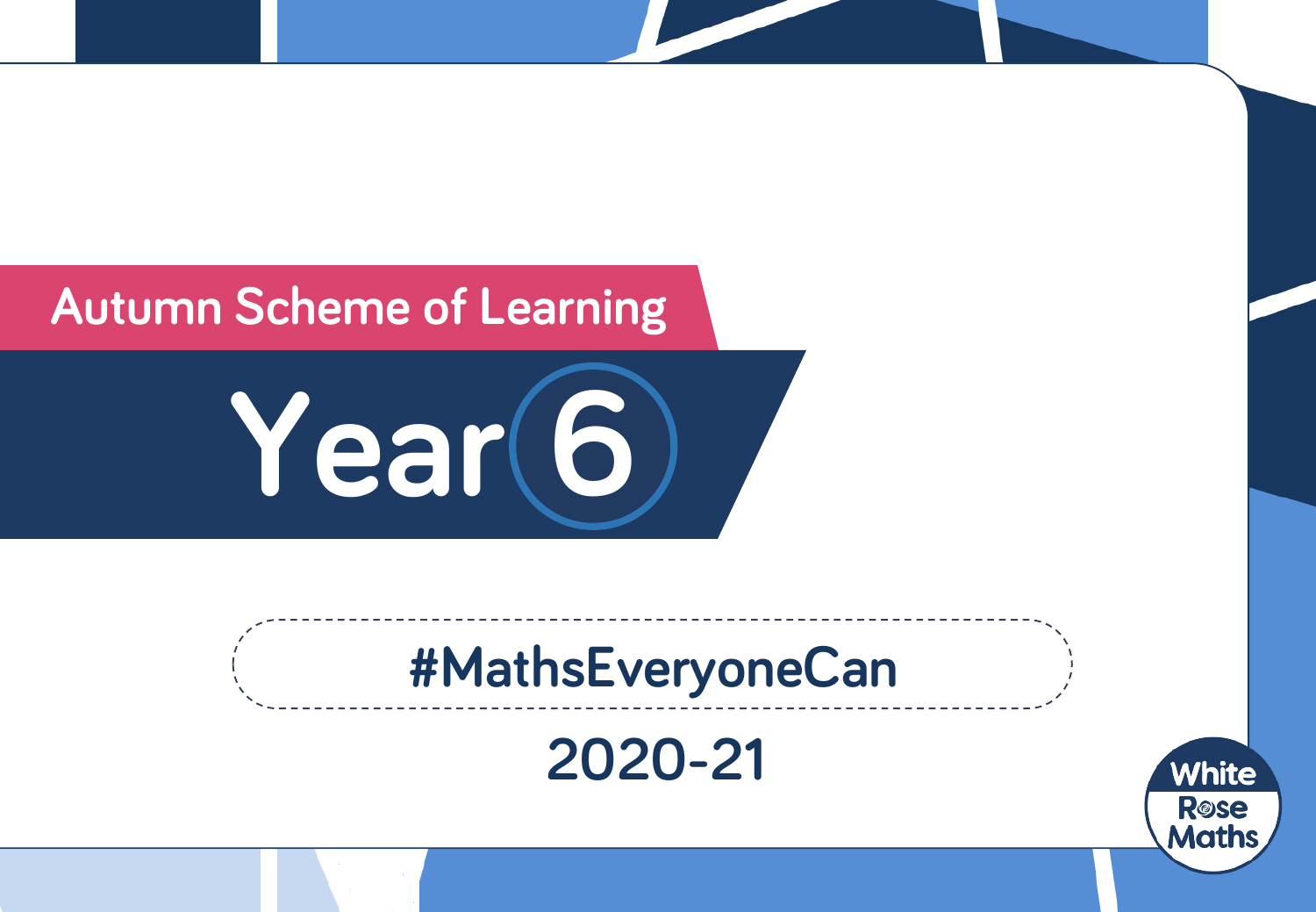## Autumn Scheme of Learning

# Year 6

#MathsEveryoneCan

2020-21

White Rose Maths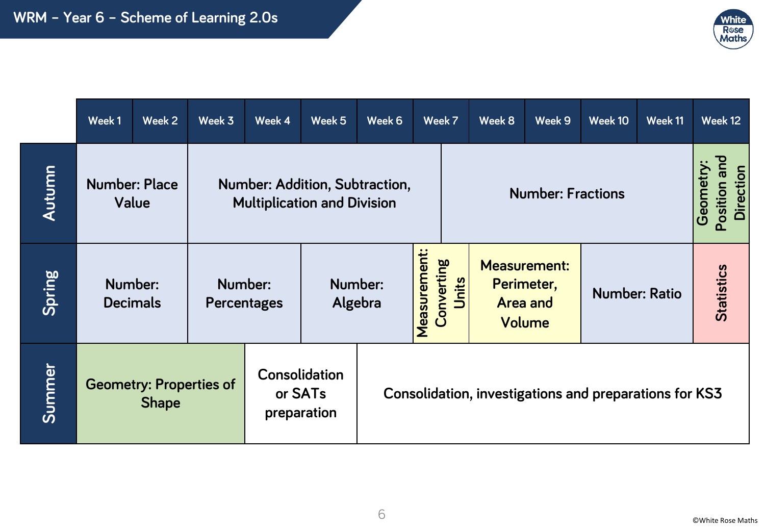# WRM – Year 6 – Scheme of Learning 2.0s

| | Week 1 | Week 2 | Week 3 | Week 4 | Week 5 | Week 6 | Week 7 | Week 8 | Week 9 | Week 10 | Week 11 | Week 12 |
|---|---|---|---|---|---|---|---|---|---|---|---|---|
| **Autumn** | Number: Place Value | | Number: Addition, Subtraction, Multiplication and Division | | | | | Number: Fractions | | | | Geometry: Position and Direction |
| **Spring** | Number: Decimals | | Number: Percentages | | Number: Algebra | | Measurement: Converting Units | Measurement: Perimeter, Area and Volume | | Number: Ratio | | Statistics |
| **Summer** | Geometry: Properties of Shape | | | Consolidation or SATs preparation | | Consolidation, investigations and preparations for KS3 | | | | | | |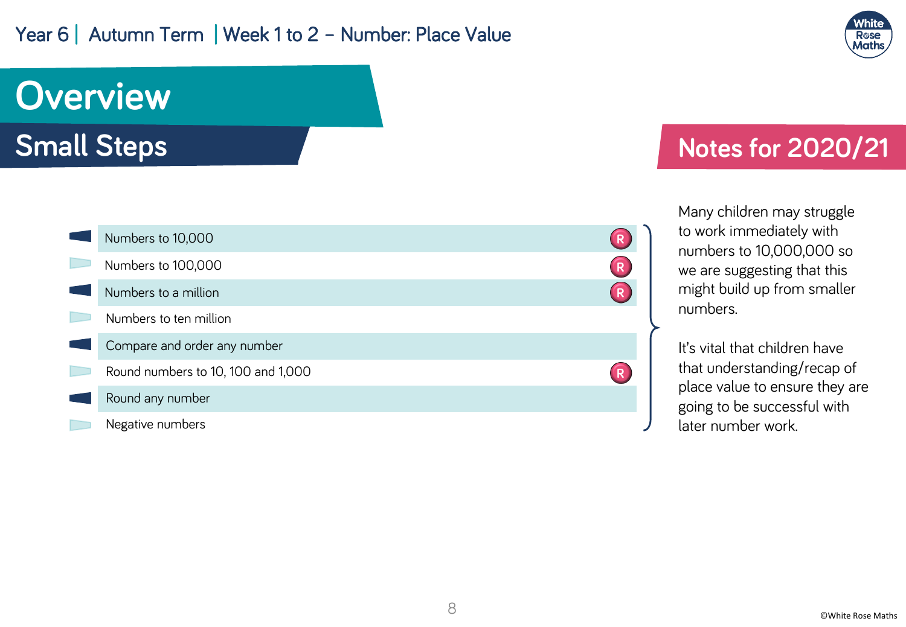# Overview

## Small Steps

- Numbers to 10,000 (R)
- Numbers to 100,000 (R)
- Numbers to a million (R)
- Numbers to ten million
- Compare and order any number
- Round numbers to 10, 100 and 1,000 (R)
- Round any number
- Negative numbers

## Notes for 2020/21

Many children may struggle to work immediately with numbers to 10,000,000 so we are suggesting that this might build up from smaller numbers.

It's vital that children have that understanding/recap of place value to ensure they are going to be successful with later number work.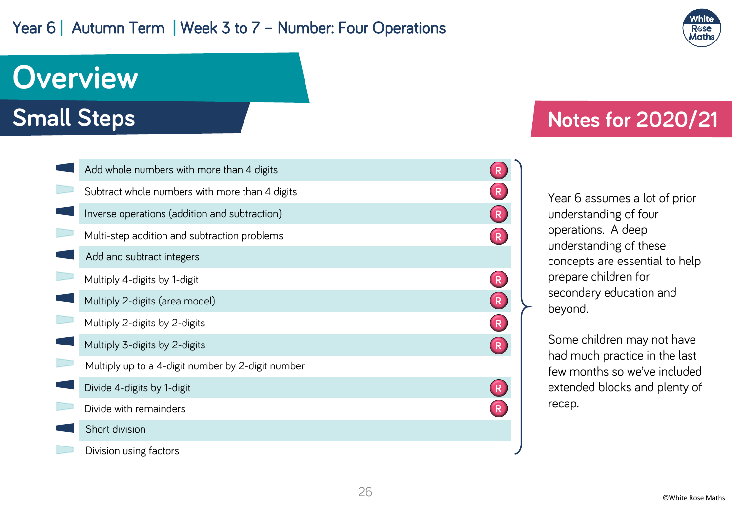Year 6 | Autumn Term | Week 3 to 7 – Number: Four Operations

# Overview

## Small Steps

- Add whole numbers with more than 4 digits (R)
- Subtract whole numbers with more than 4 digits (R)
- Inverse operations (addition and subtraction) (R)
- Multi-step addition and subtraction problems (R)
- Add and subtract integers
- Multiply 4-digits by 1-digit (R)
- Multiply 2-digits (area model) (R)
- Multiply 2-digits by 2-digits (R)
- Multiply 3-digits by 2-digits (R)
- Multiply up to a 4-digit number by 2-digit number
- Divide 4-digits by 1-digit (R)
- Divide with remainders (R)
- Short division
- Division using factors

## Notes for 2020/21

Year 6 assumes a lot of prior understanding of four operations. A deep understanding of these concepts are essential to help prepare children for secondary education and beyond.

Some children may not have had much practice in the last few months so we've included extended blocks and plenty of recap.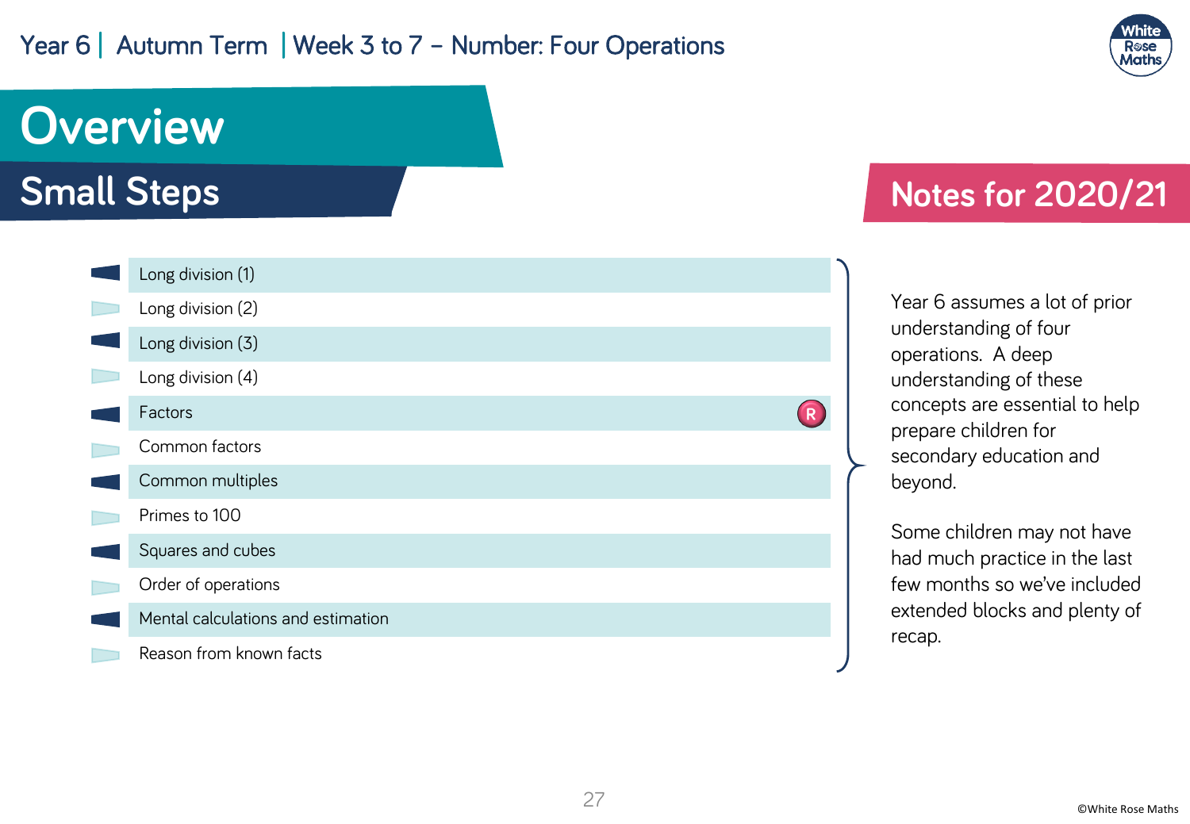Year 6 | Autumn Term | Week 3 to 7 – Number: Four Operations

# Overview

## Small Steps

- Long division (1)
- Long division (2)
- Long division (3)
- Long division (4)
- Factors R
- Common factors
- Common multiples
- Primes to 100
- Squares and cubes
- Order of operations
- Mental calculations and estimation
- Reason from known facts

## Notes for 2020/21

Year 6 assumes a lot of prior understanding of four operations. A deep understanding of these concepts are essential to help prepare children for secondary education and beyond.

Some children may not have had much practice in the last few months so we've included extended blocks and plenty of recap.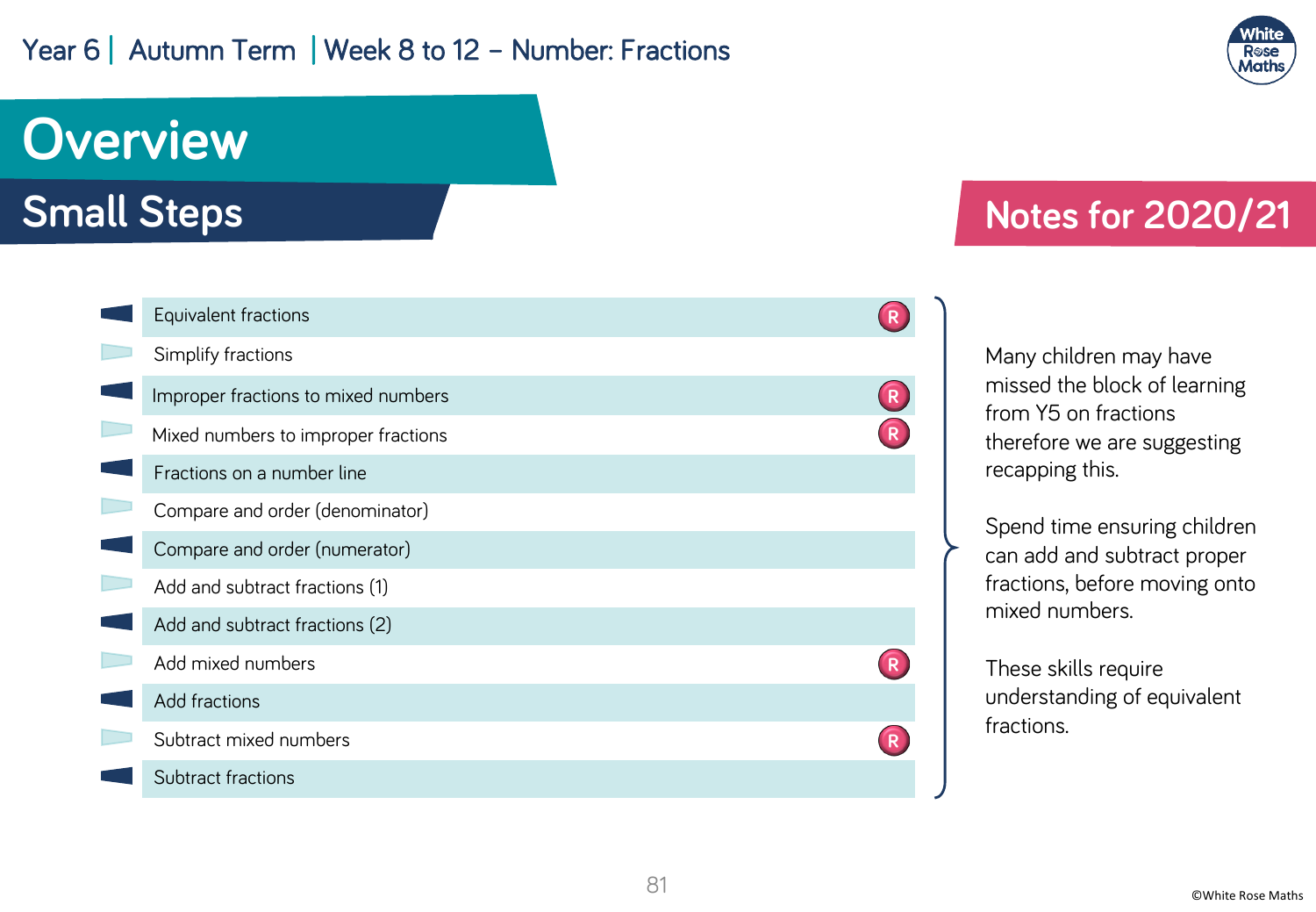Year 6 | Autumn Term | Week 8 to 12 – Number: Fractions

# Overview

## Small Steps

- Equivalent fractions (R)
- Simplify fractions
- Improper fractions to mixed numbers (R)
- Mixed numbers to improper fractions (R)
- Fractions on a number line
- Compare and order (denominator)
- Compare and order (numerator)
- Add and subtract fractions (1)
- Add and subtract fractions (2)
- Add mixed numbers (R)
- Add fractions
- Subtract mixed numbers (R)
- Subtract fractions

## Notes for 2020/21

Many children may have missed the block of learning from Y5 on fractions therefore we are suggesting recapping this.

Spend time ensuring children can add and subtract proper fractions, before moving onto mixed numbers.

These skills require understanding of equivalent fractions.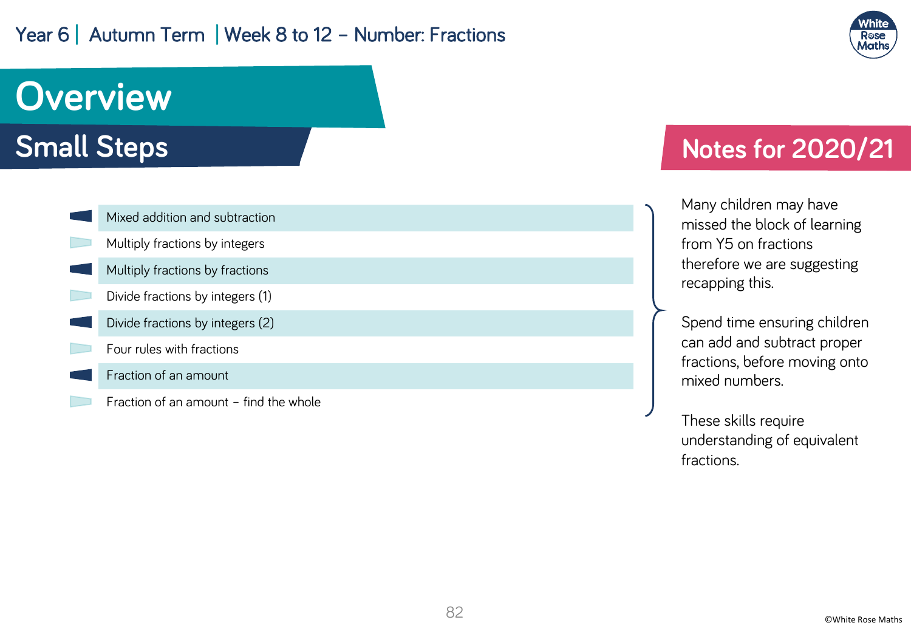# Overview

## Small Steps

- Mixed addition and subtraction
- Multiply fractions by integers
- Multiply fractions by fractions
- Divide fractions by integers (1)
- Divide fractions by integers (2)
- Four rules with fractions
- Fraction of an amount
- Fraction of an amount – find the whole

## Notes for 2020/21

Many children may have missed the block of learning from Y5 on fractions therefore we are suggesting recapping this.

Spend time ensuring children can add and subtract proper fractions, before moving onto mixed numbers.

These skills require understanding of equivalent fractions.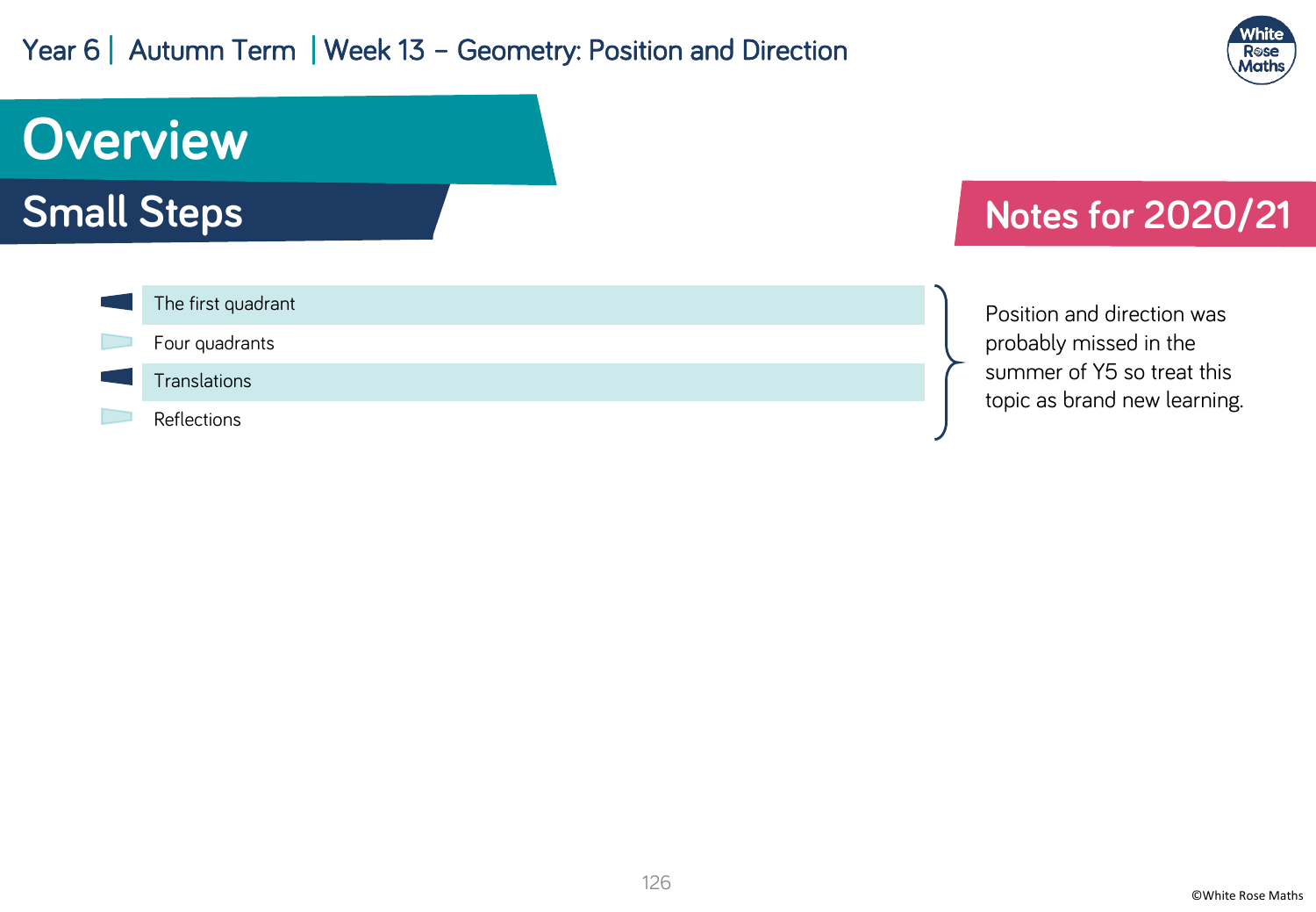Year 6 | Autumn Term | Week 13 – Geometry: Position and Direction

# Overview

## Small Steps

- The first quadrant
- Four quadrants
- Translations
- Reflections

## Notes for 2020/21

Position and direction was probably missed in the summer of Y5 so treat this topic as brand new learning.